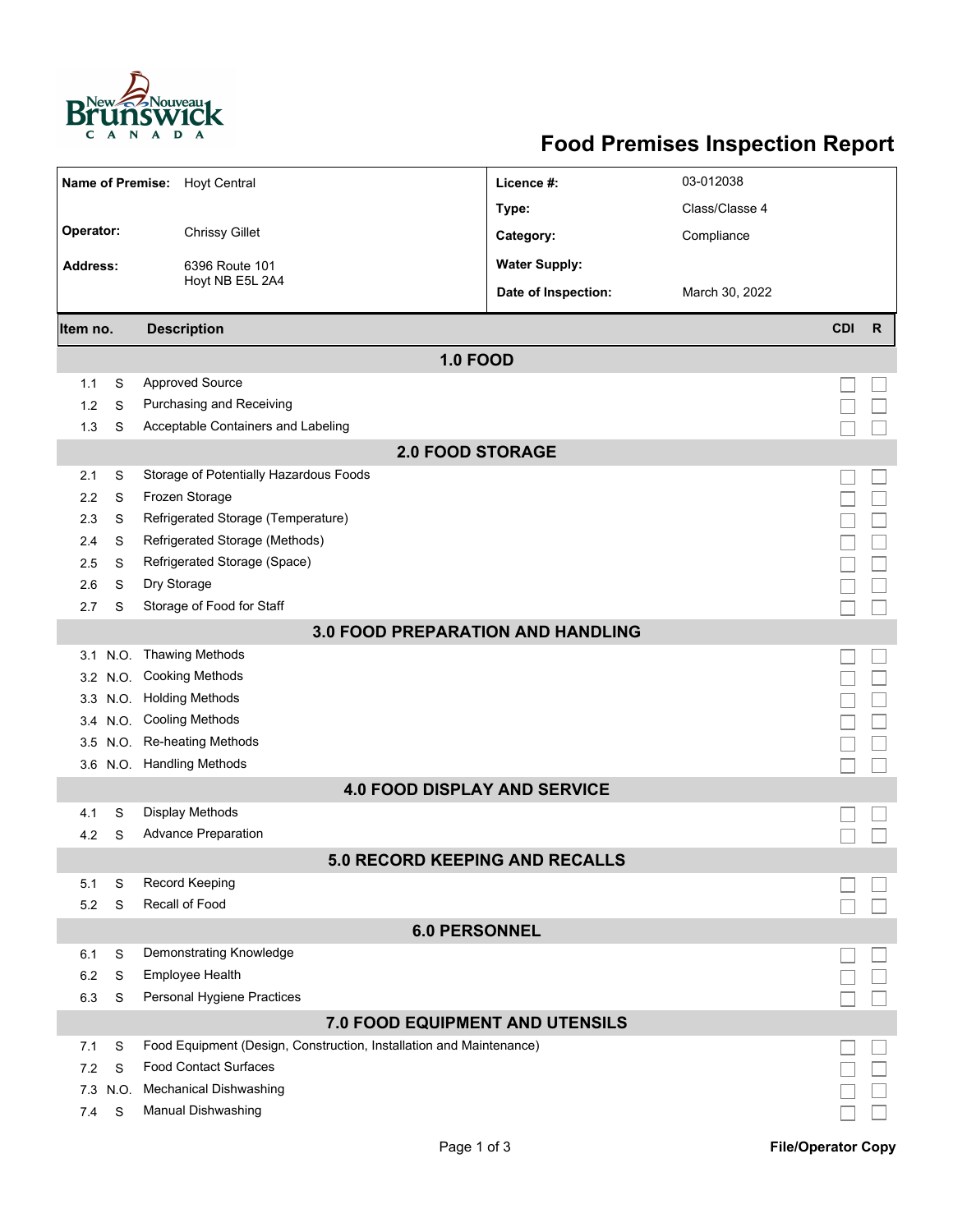# Food Premises Inspection Report

| | | | |
|---|---|---|---|
| **Name of Premise:** | Hoyt Central | **Licence #:** | 03-012038 |
| | | **Type:** | Class/Classe 4 |
| **Operator:** | Chrissy Gillet | **Category:** | Compliance |
| **Address:** | 6396 Route 101<br>Hoyt NB E5L 2A4 | **Water Supply:** | |
| | | **Date of Inspection:** | March 30, 2022 |

| Item no. | | Description | CDI | R |
|---|---|---|---|---|
| **1.0 FOOD** | | | | |
| 1.1 | S | Approved Source | ☐ | ☐ |
| 1.2 | S | Purchasing and Receiving | ☐ | ☐ |
| 1.3 | S | Acceptable Containers and Labeling | ☐ | ☐ |
| **2.0 FOOD STORAGE** | | | | |
| 2.1 | S | Storage of Potentially Hazardous Foods | ☐ | ☐ |
| 2.2 | S | Frozen Storage | ☐ | ☐ |
| 2.3 | S | Refrigerated Storage (Temperature) | ☐ | ☐ |
| 2.4 | S | Refrigerated Storage (Methods) | ☐ | ☐ |
| 2.5 | S | Refrigerated Storage (Space) | ☐ | ☐ |
| 2.6 | S | Dry Storage | ☐ | ☐ |
| 2.7 | S | Storage of Food for Staff | ☐ | ☐ |
| **3.0 FOOD PREPARATION AND HANDLING** | | | | |
| 3.1 | N.O. | Thawing Methods | ☐ | ☐ |
| 3.2 | N.O. | Cooking Methods | ☐ | ☐ |
| 3.3 | N.O. | Holding Methods | ☐ | ☐ |
| 3.4 | N.O. | Cooling Methods | ☐ | ☐ |
| 3.5 | N.O. | Re-heating Methods | ☐ | ☐ |
| 3.6 | N.O. | Handling Methods | ☐ | ☐ |
| **4.0 FOOD DISPLAY AND SERVICE** | | | | |
| 4.1 | S | Display Methods | ☐ | ☐ |
| 4.2 | S | Advance Preparation | ☐ | ☐ |
| **5.0 RECORD KEEPING AND RECALLS** | | | | |
| 5.1 | S | Record Keeping | ☐ | ☐ |
| 5.2 | S | Recall of Food | ☐ | ☐ |
| **6.0 PERSONNEL** | | | | |
| 6.1 | S | Demonstrating Knowledge | ☐ | ☐ |
| 6.2 | S | Employee Health | ☐ | ☐ |
| 6.3 | S | Personal Hygiene Practices | ☐ | ☐ |
| **7.0 FOOD EQUIPMENT AND UTENSILS** | | | | |
| 7.1 | S | Food Equipment (Design, Construction, Installation and Maintenance) | ☐ | ☐ |
| 7.2 | S | Food Contact Surfaces | ☐ | ☐ |
| 7.3 | N.O. | Mechanical Dishwashing | ☐ | ☐ |
| 7.4 | S | Manual Dishwashing | ☐ | ☐ |

File/Operator Copy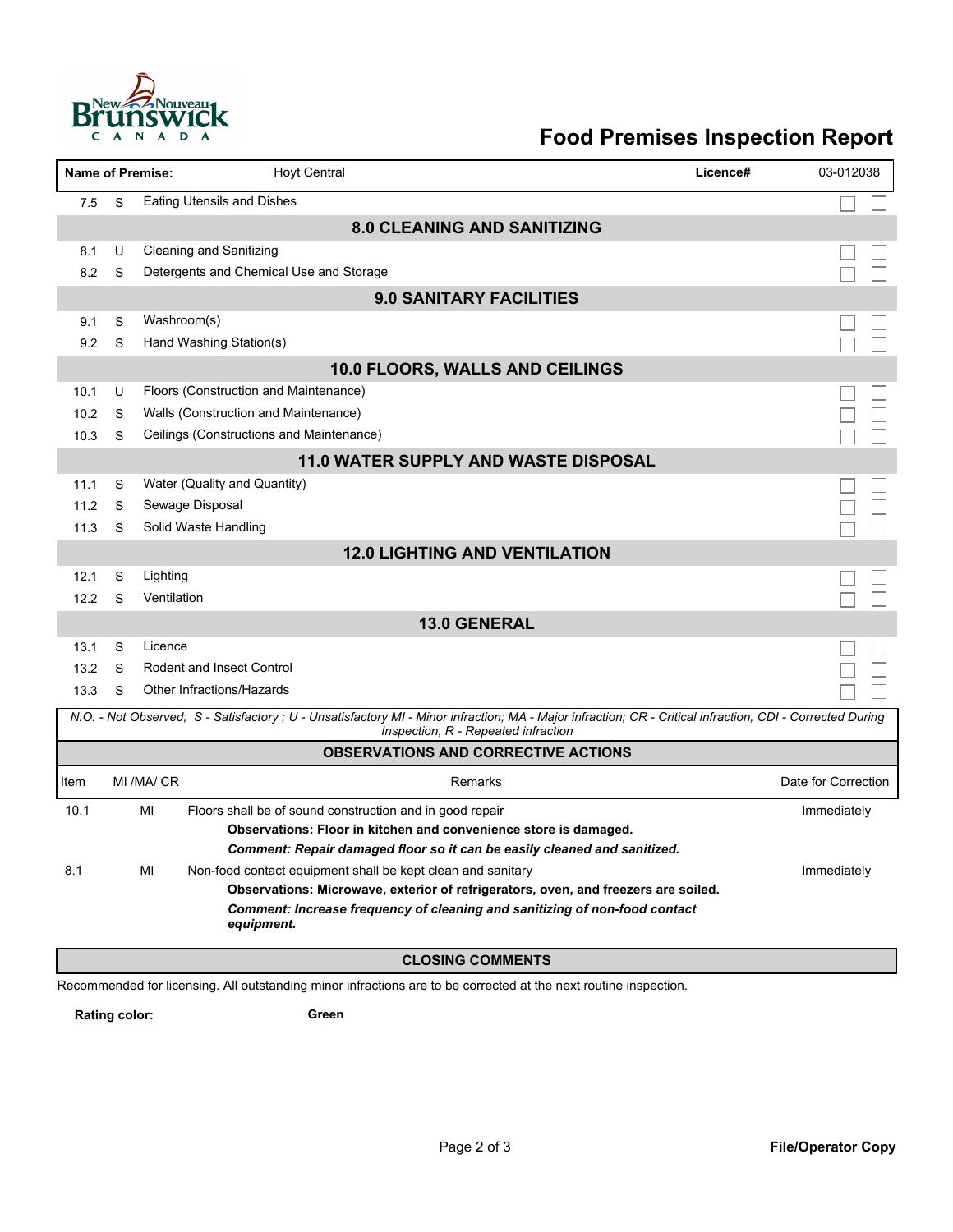# Food Premises Inspection Report

| Name of Premise: | Hoyt Central | Licence# | 03-012038 |
|---|---|---|---|

| | | |
|---|---|---|
| 7.5 | S | Eating Utensils and Dishes |
| **8.0 CLEANING AND SANITIZING** | | |
| 8.1 | U | Cleaning and Sanitizing |
| 8.2 | S | Detergents and Chemical Use and Storage |
| **9.0 SANITARY FACILITIES** | | |
| 9.1 | S | Washroom(s) |
| 9.2 | S | Hand Washing Station(s) |
| **10.0 FLOORS, WALLS AND CEILINGS** | | |
| 10.1 | U | Floors (Construction and Maintenance) |
| 10.2 | S | Walls (Construction and Maintenance) |
| 10.3 | S | Ceilings (Constructions and Maintenance) |
| **11.0 WATER SUPPLY AND WASTE DISPOSAL** | | |
| 11.1 | S | Water (Quality and Quantity) |
| 11.2 | S | Sewage Disposal |
| 11.3 | S | Solid Waste Handling |
| **12.0 LIGHTING AND VENTILATION** | | |
| 12.1 | S | Lighting |
| 12.2 | S | Ventilation |
| **13.0 GENERAL** | | |
| 13.1 | S | Licence |
| 13.2 | S | Rodent and Insect Control |
| 13.3 | S | Other Infractions/Hazards |

*N.O. - Not Observed; S - Satisfactory ; U - Unsatisfactory MI - Minor infraction; MA - Major infraction; CR - Critical infraction, CDI - Corrected During Inspection, R - Repeated infraction*

## OBSERVATIONS AND CORRECTIVE ACTIONS

| Item | MI /MA/ CR | Remarks | Date for Correction |
|---|---|---|---|
| 10.1 | MI | Floors shall be of sound construction and in good repair<br>**Observations: Floor in kitchen and convenience store is damaged.**<br>***Comment: Repair damaged floor so it can be easily cleaned and sanitized.*** | Immediately |
| 8.1 | MI | Non-food contact equipment shall be kept clean and sanitary<br>**Observations: Microwave, exterior of refrigerators, oven, and freezers are soiled.**<br>***Comment: Increase frequency of cleaning and sanitizing of non-food contact equipment.*** | Immediately |

## CLOSING COMMENTS

Recommended for licensing. All outstanding minor infractions are to be corrected at the next routine inspection.

**Rating color:** **Green**

**File/Operator Copy**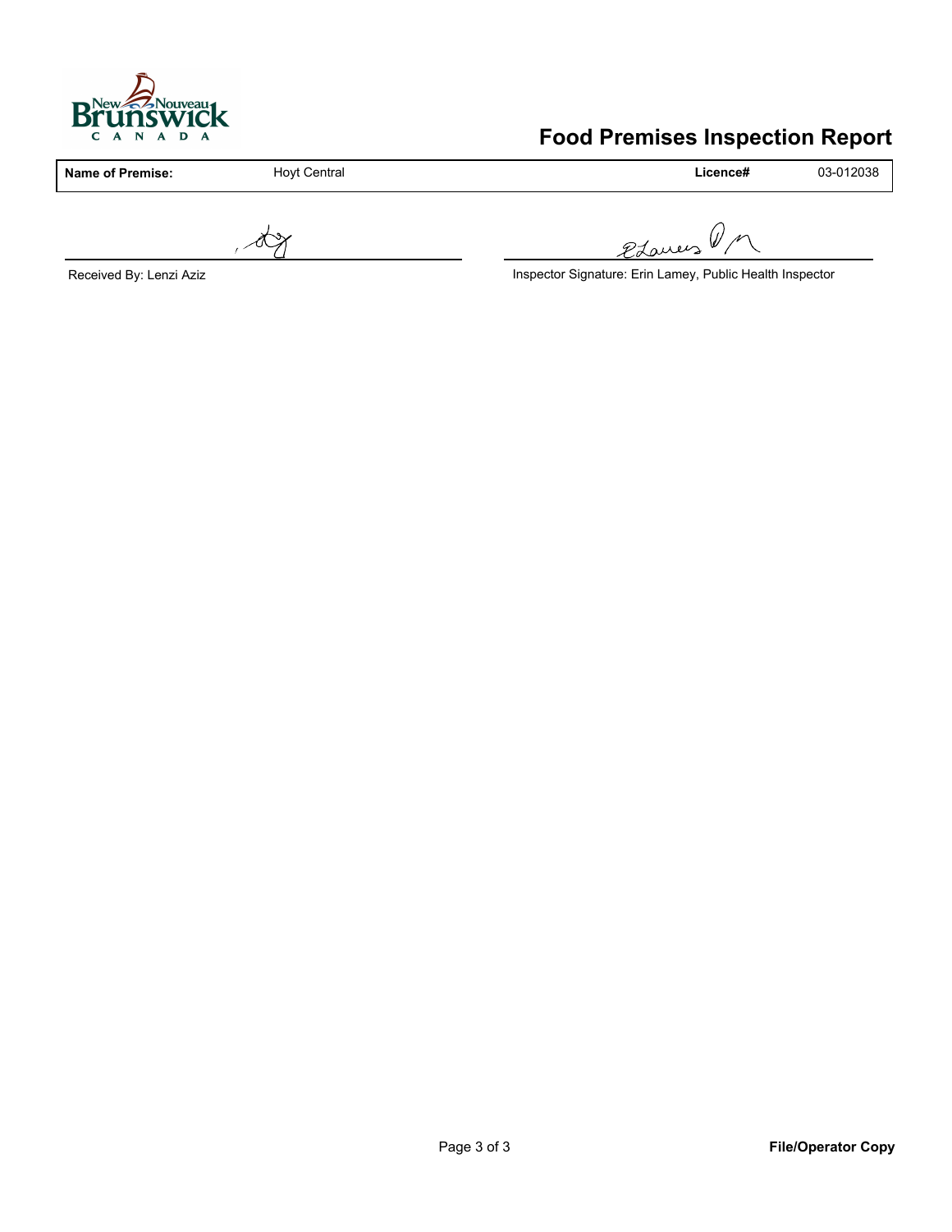# Food Premises Inspection Report

| | | | |
|---|---|---|---|
| **Name of Premise:** | Hoyt Central | **Licence#** | 03-012038 |

Received By: Lenzi Aziz

Inspector Signature: Erin Lamey, Public Health Inspector

**File/Operator Copy**